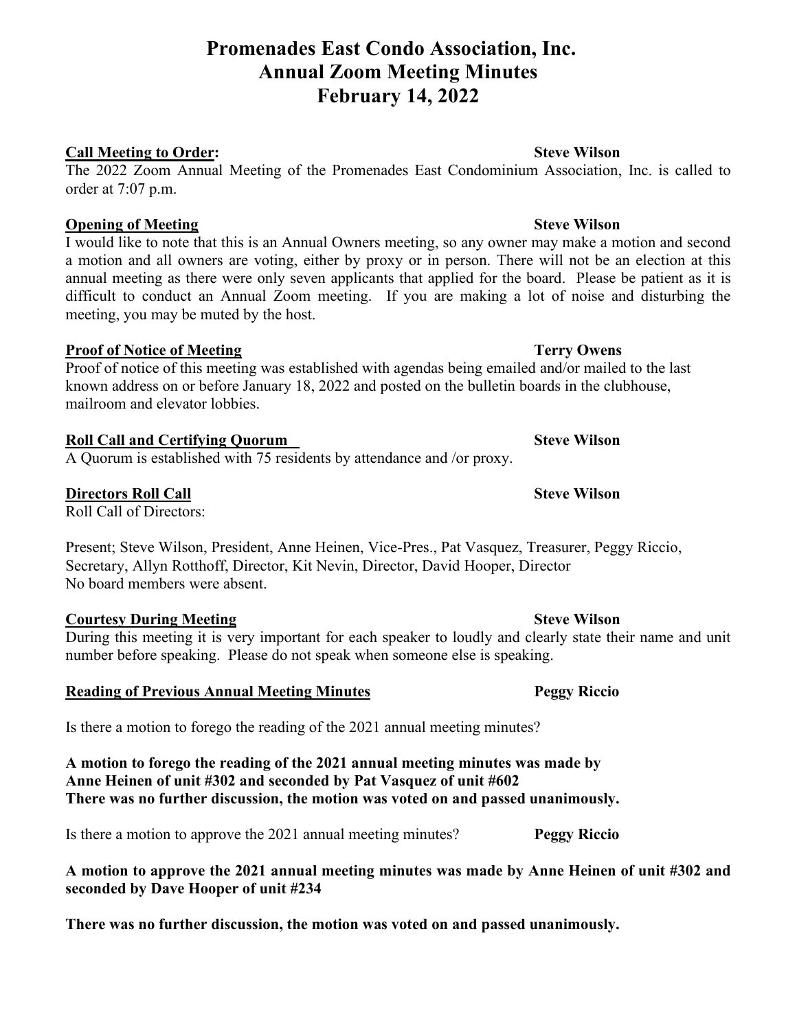# Promenades East Condo Association, Inc.
# Annual Zoom Meeting Minutes
# February 14, 2022

**Call Meeting to Order:** **Steve Wilson**

The 2022 Zoom Annual Meeting of the Promenades East Condominium Association, Inc. is called to order at 7:07 p.m.

**Opening of Meeting** **Steve Wilson**

I would like to note that this is an Annual Owners meeting, so any owner may make a motion and second a motion and all owners are voting, either by proxy or in person. There will not be an election at this annual meeting as there were only seven applicants that applied for the board. Please be patient as it is difficult to conduct an Annual Zoom meeting. If you are making a lot of noise and disturbing the meeting, you may be muted by the host.

**Proof of Notice of Meeting** **Terry Owens**

Proof of notice of this meeting was established with agendas being emailed and/or mailed to the last known address on or before January 18, 2022 and posted on the bulletin boards in the clubhouse, mailroom and elevator lobbies.

**Roll Call and Certifying Quorum** **Steve Wilson**

A Quorum is established with 75 residents by attendance and /or proxy.

**Directors Roll Call** **Steve Wilson**

Roll Call of Directors:

Present; Steve Wilson, President, Anne Heinen, Vice-Pres., Pat Vasquez, Treasurer, Peggy Riccio, Secretary, Allyn Rotthoff, Director, Kit Nevin, Director, David Hooper, Director
No board members were absent.

**Courtesy During Meeting** **Steve Wilson**

During this meeting it is very important for each speaker to loudly and clearly state their name and unit number before speaking. Please do not speak when someone else is speaking.

**Reading of Previous Annual Meeting Minutes** **Peggy Riccio**

Is there a motion to forego the reading of the 2021 annual meeting minutes?

**A motion to forego the reading of the 2021 annual meeting minutes was made by Anne Heinen of unit #302 and seconded by Pat Vasquez of unit #602**
**There was no further discussion, the motion was voted on and passed unanimously.**

Is there a motion to approve the 2021 annual meeting minutes? **Peggy Riccio**

**A motion to approve the 2021 annual meeting minutes was made by Anne Heinen of unit #302 and seconded by Dave Hooper of unit #234**

**There was no further discussion, the motion was voted on and passed unanimously.**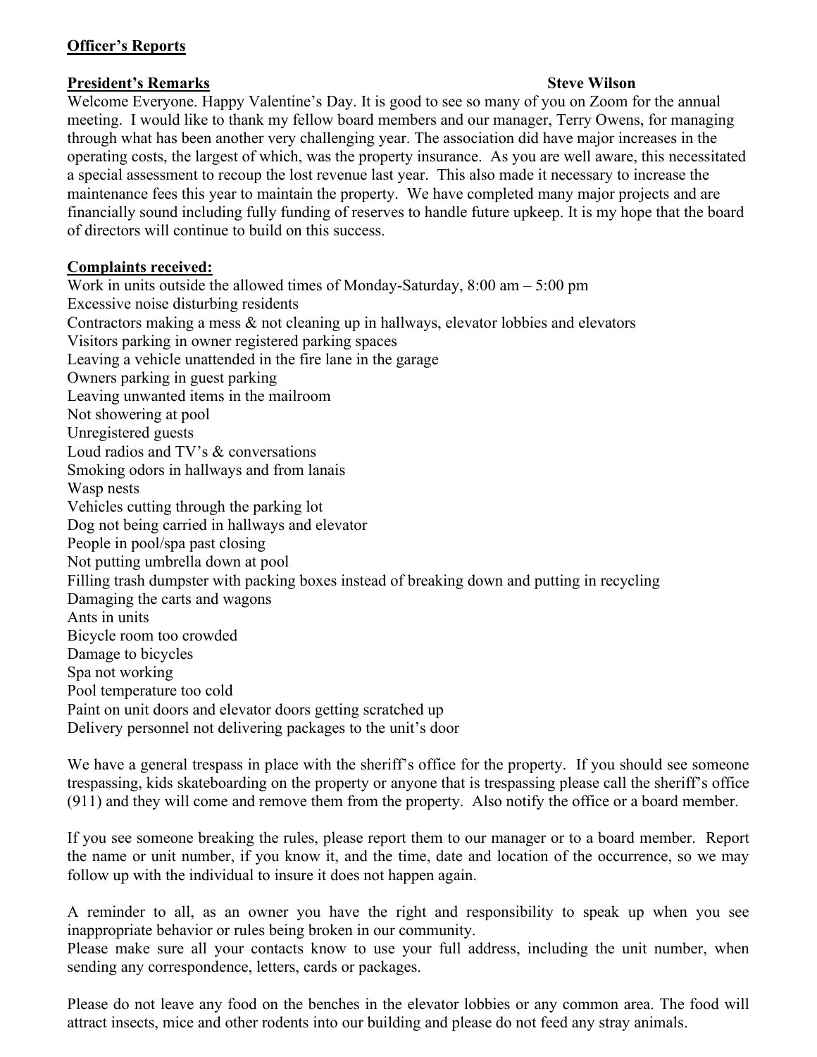**Officer's Reports**

**President's Remarks** **Steve Wilson**

Welcome Everyone. Happy Valentine's Day. It is good to see so many of you on Zoom for the annual meeting. I would like to thank my fellow board members and our manager, Terry Owens, for managing through what has been another very challenging year. The association did have major increases in the operating costs, the largest of which, was the property insurance. As you are well aware, this necessitated a special assessment to recoup the lost revenue last year. This also made it necessary to increase the maintenance fees this year to maintain the property. We have completed many major projects and are financially sound including fully funding of reserves to handle future upkeep. It is my hope that the board of directors will continue to build on this success.

**Complaints received:**

Work in units outside the allowed times of Monday-Saturday, 8:00 am – 5:00 pm
Excessive noise disturbing residents
Contractors making a mess & not cleaning up in hallways, elevator lobbies and elevators
Visitors parking in owner registered parking spaces
Leaving a vehicle unattended in the fire lane in the garage
Owners parking in guest parking
Leaving unwanted items in the mailroom
Not showering at pool
Unregistered guests
Loud radios and TV's & conversations
Smoking odors in hallways and from lanais
Wasp nests
Vehicles cutting through the parking lot
Dog not being carried in hallways and elevator
People in pool/spa past closing
Not putting umbrella down at pool
Filling trash dumpster with packing boxes instead of breaking down and putting in recycling
Damaging the carts and wagons
Ants in units
Bicycle room too crowded
Damage to bicycles
Spa not working
Pool temperature too cold
Paint on unit doors and elevator doors getting scratched up
Delivery personnel not delivering packages to the unit's door

We have a general trespass in place with the sheriff's office for the property. If you should see someone trespassing, kids skateboarding on the property or anyone that is trespassing please call the sheriff's office (911) and they will come and remove them from the property. Also notify the office or a board member.

If you see someone breaking the rules, please report them to our manager or to a board member. Report the name or unit number, if you know it, and the time, date and location of the occurrence, so we may follow up with the individual to insure it does not happen again.

A reminder to all, as an owner you have the right and responsibility to speak up when you see inappropriate behavior or rules being broken in our community.
Please make sure all your contacts know to use your full address, including the unit number, when sending any correspondence, letters, cards or packages.

Please do not leave any food on the benches in the elevator lobbies or any common area. The food will attract insects, mice and other rodents into our building and please do not feed any stray animals.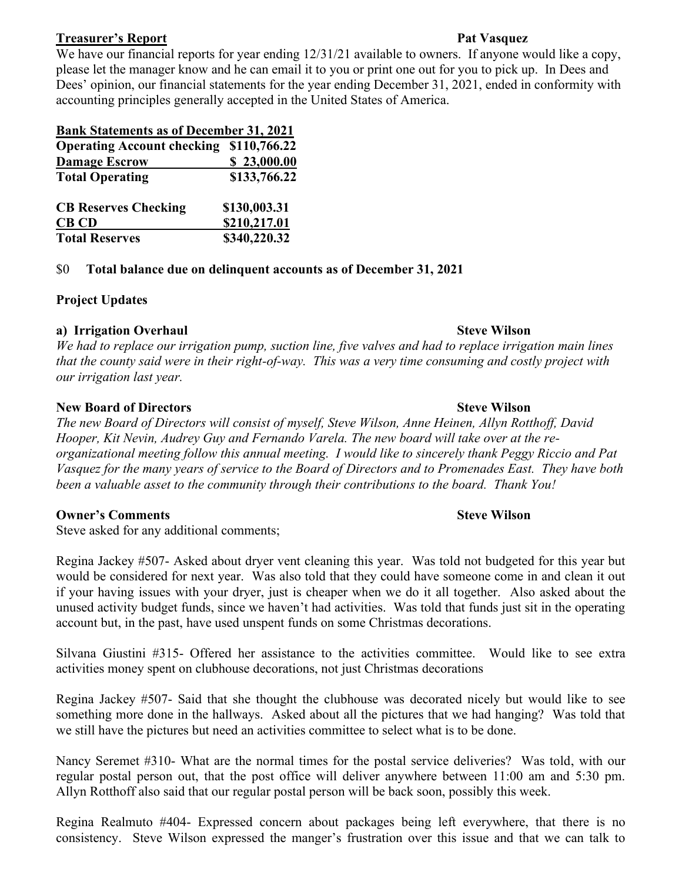**Treasurer's Report** **Pat Vasquez**

We have our financial reports for year ending 12/31/21 available to owners. If anyone would like a copy, please let the manager know and he can email it to you or print one out for you to pick up. In Dees and Dees' opinion, our financial statements for the year ending December 31, 2021, ended in conformity with accounting principles generally accepted in the United States of America.

| **Bank Statements as of December 31, 2021** | |
|---|---|
| **Operating Account checking** | **$110,766.22** |
| **Damage Escrow** | **$ 23,000.00** |
| **Total Operating** | **$133,766.22** |
| | |
| **CB Reserves Checking** | **$130,003.31** |
| **CB CD** | **$210,217.01** |
| **Total Reserves** | **$340,220.32** |

$0 **Total balance due on delinquent accounts as of December 31, 2021**

**Project Updates**

**a) Irrigation Overhaul** **Steve Wilson**

*We had to replace our irrigation pump, suction line, five valves and had to replace irrigation main lines that the county said were in their right-of-way. This was a very time consuming and costly project with our irrigation last year.*

**New Board of Directors** **Steve Wilson**

*The new Board of Directors will consist of myself, Steve Wilson, Anne Heinen, Allyn Rotthoff, David Hooper, Kit Nevin, Audrey Guy and Fernando Varela. The new board will take over at the re-organizational meeting follow this annual meeting. I would like to sincerely thank Peggy Riccio and Pat Vasquez for the many years of service to the Board of Directors and to Promenades East. They have both been a valuable asset to the community through their contributions to the board. Thank You!*

**Owner's Comments** **Steve Wilson**

Steve asked for any additional comments;

Regina Jackey #507- Asked about dryer vent cleaning this year. Was told not budgeted for this year but would be considered for next year. Was also told that they could have someone come in and clean it out if your having issues with your dryer, just is cheaper when we do it all together. Also asked about the unused activity budget funds, since we haven't had activities. Was told that funds just sit in the operating account but, in the past, have used unspent funds on some Christmas decorations.

Silvana Giustini #315- Offered her assistance to the activities committee. Would like to see extra activities money spent on clubhouse decorations, not just Christmas decorations

Regina Jackey #507- Said that she thought the clubhouse was decorated nicely but would like to see something more done in the hallways. Asked about all the pictures that we had hanging? Was told that we still have the pictures but need an activities committee to select what is to be done.

Nancy Seremet #310- What are the normal times for the postal service deliveries? Was told, with our regular postal person out, that the post office will deliver anywhere between 11:00 am and 5:30 pm. Allyn Rotthoff also said that our regular postal person will be back soon, possibly this week.

Regina Realmuto #404- Expressed concern about packages being left everywhere, that there is no consistency. Steve Wilson expressed the manger's frustration over this issue and that we can talk to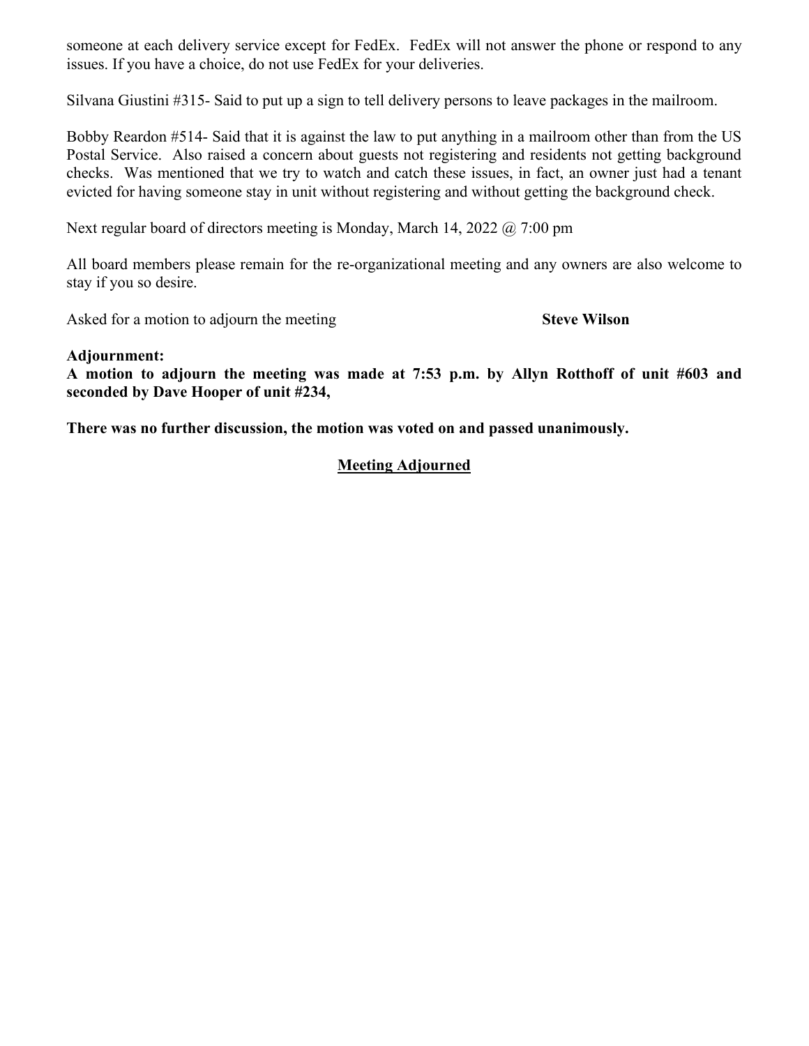someone at each delivery service except for FedEx. FedEx will not answer the phone or respond to any issues. If you have a choice, do not use FedEx for your deliveries.

Silvana Giustini #315- Said to put up a sign to tell delivery persons to leave packages in the mailroom.

Bobby Reardon #514- Said that it is against the law to put anything in a mailroom other than from the US Postal Service. Also raised a concern about guests not registering and residents not getting background checks. Was mentioned that we try to watch and catch these issues, in fact, an owner just had a tenant evicted for having someone stay in unit without registering and without getting the background check.

Next regular board of directors meeting is Monday, March 14, 2022 @ 7:00 pm

All board members please remain for the re-organizational meeting and any owners are also welcome to stay if you so desire.

Asked for a motion to adjourn the meeting **Steve Wilson**

**Adjournment:**
**A motion to adjourn the meeting was made at 7:53 p.m. by Allyn Rotthoff of unit #603 and seconded by Dave Hooper of unit #234,**

**There was no further discussion, the motion was voted on and passed unanimously.**

**<u>Meeting Adjourned</u>**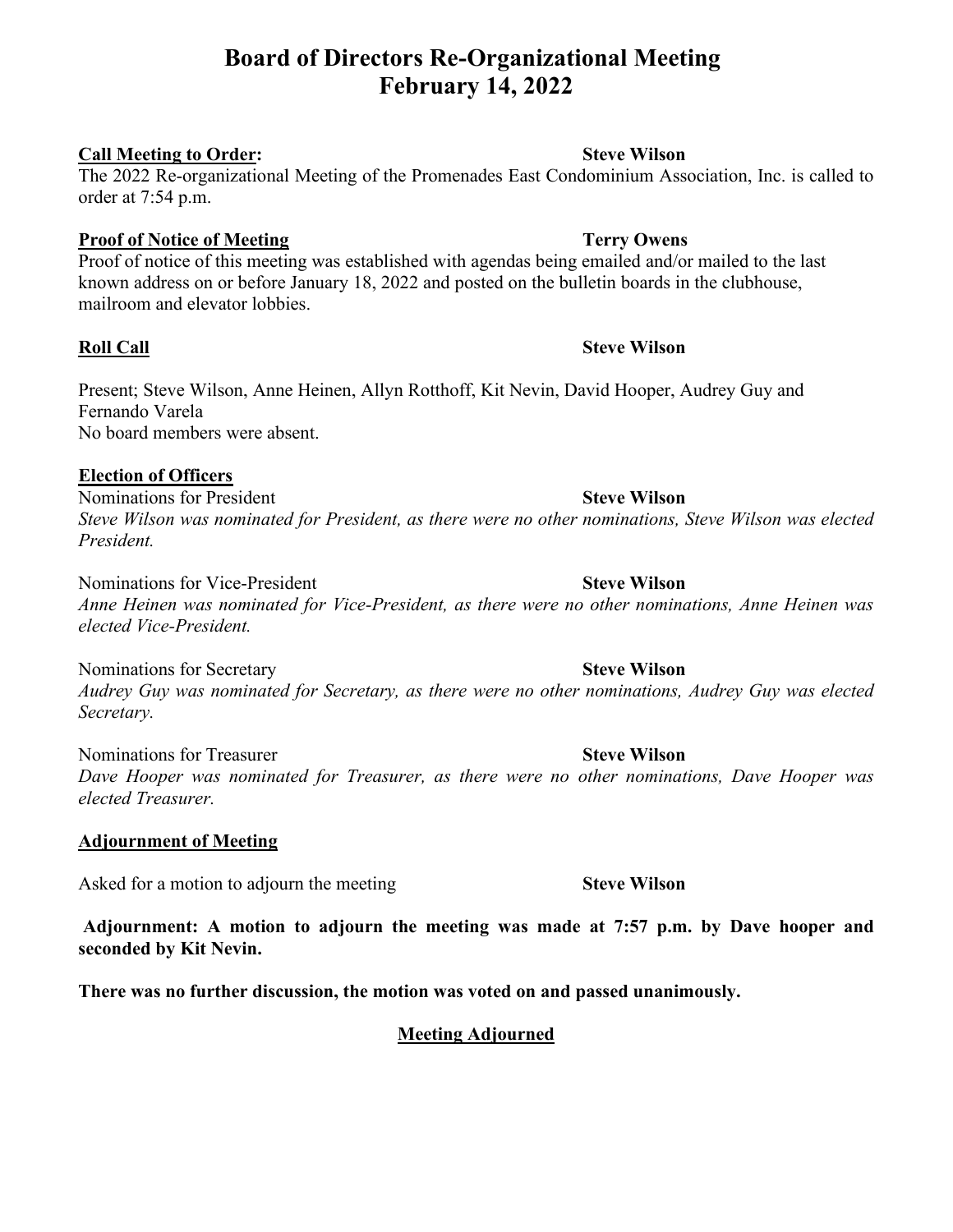# Board of Directors Re-Organizational Meeting
# February 14, 2022

**Call Meeting to Order:** **Steve Wilson**

The 2022 Re-organizational Meeting of the Promenades East Condominium Association, Inc. is called to order at 7:54 p.m.

**Proof of Notice of Meeting** **Terry Owens**

Proof of notice of this meeting was established with agendas being emailed and/or mailed to the last known address on or before January 18, 2022 and posted on the bulletin boards in the clubhouse, mailroom and elevator lobbies.

**Roll Call** **Steve Wilson**

Present; Steve Wilson, Anne Heinen, Allyn Rotthoff, Kit Nevin, David Hooper, Audrey Guy and Fernando Varela
No board members were absent.

**Election of Officers**

Nominations for President **Steve Wilson**

*Steve Wilson was nominated for President, as there were no other nominations, Steve Wilson was elected President.*

Nominations for Vice-President **Steve Wilson**

*Anne Heinen was nominated for Vice-President, as there were no other nominations, Anne Heinen was elected Vice-President.*

Nominations for Secretary **Steve Wilson**

*Audrey Guy was nominated for Secretary, as there were no other nominations, Audrey Guy was elected Secretary.*

Nominations for Treasurer **Steve Wilson**

*Dave Hooper was nominated for Treasurer, as there were no other nominations, Dave Hooper was elected Treasurer.*

**Adjournment of Meeting**

Asked for a motion to adjourn the meeting **Steve Wilson**

**Adjournment: A motion to adjourn the meeting was made at 7:57 p.m. by Dave hooper and seconded by Kit Nevin.**

**There was no further discussion, the motion was voted on and passed unanimously.**

**Meeting Adjourned**